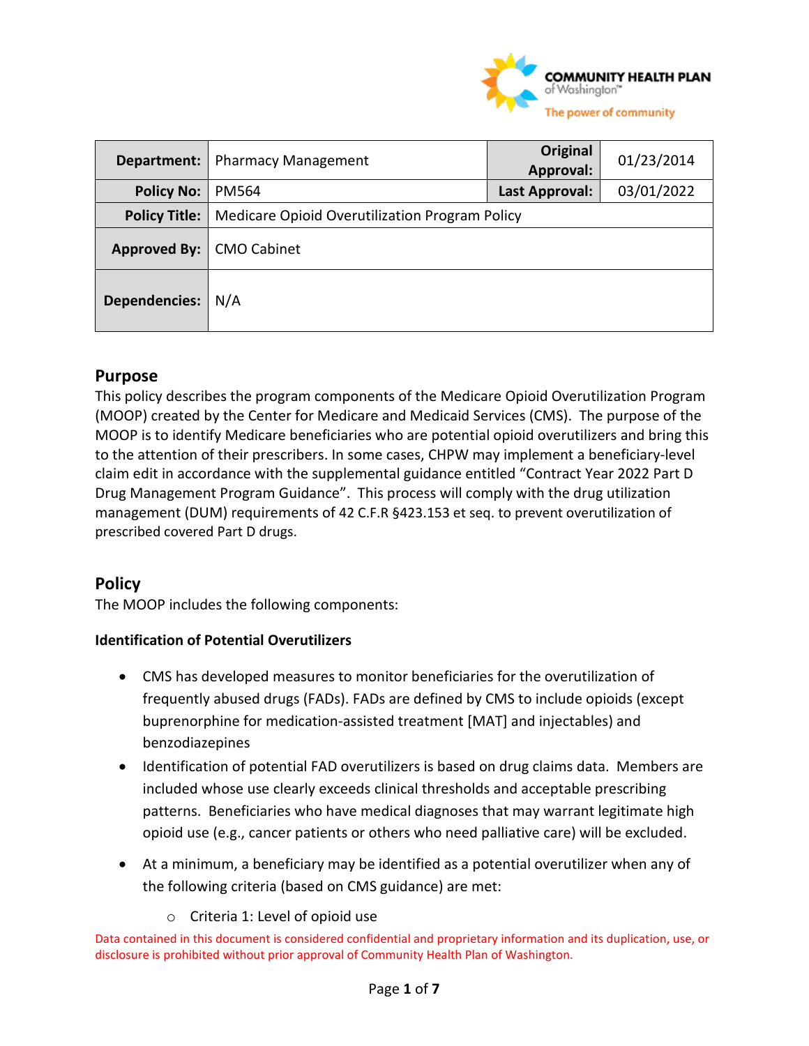| | | | |
|---|---|---|---|
| **Department:** | Pharmacy Management | **Original Approval:** | 01/23/2014 |
| **Policy No:** | PM564 | **Last Approval:** | 03/01/2022 |
| **Policy Title:** | Medicare Opioid Overutilization Program Policy | | |
| **Approved By:** | CMO Cabinet | | |
| **Dependencies:** | N/A | | |

## Purpose

This policy describes the program components of the Medicare Opioid Overutilization Program (MOOP) created by the Center for Medicare and Medicaid Services (CMS). The purpose of the MOOP is to identify Medicare beneficiaries who are potential opioid overutilizers and bring this to the attention of their prescribers. In some cases, CHPW may implement a beneficiary-level claim edit in accordance with the supplemental guidance entitled "Contract Year 2022 Part D Drug Management Program Guidance". This process will comply with the drug utilization management (DUM) requirements of 42 C.F.R §423.153 et seq. to prevent overutilization of prescribed covered Part D drugs.

## Policy

The MOOP includes the following components:

### Identification of Potential Overutilizers

- CMS has developed measures to monitor beneficiaries for the overutilization of frequently abused drugs (FADs). FADs are defined by CMS to include opioids (except buprenorphine for medication-assisted treatment [MAT] and injectables) and benzodiazepines
- Identification of potential FAD overutilizers is based on drug claims data. Members are included whose use clearly exceeds clinical thresholds and acceptable prescribing patterns. Beneficiaries who have medical diagnoses that may warrant legitimate high opioid use (e.g., cancer patients or others who need palliative care) will be excluded.
- At a minimum, a beneficiary may be identified as a potential overutilizer when any of the following criteria (based on CMS guidance) are met:
    - Criteria 1: Level of opioid use

Data contained in this document is considered confidential and proprietary information and its duplication, use, or disclosure is prohibited without prior approval of Community Health Plan of Washington.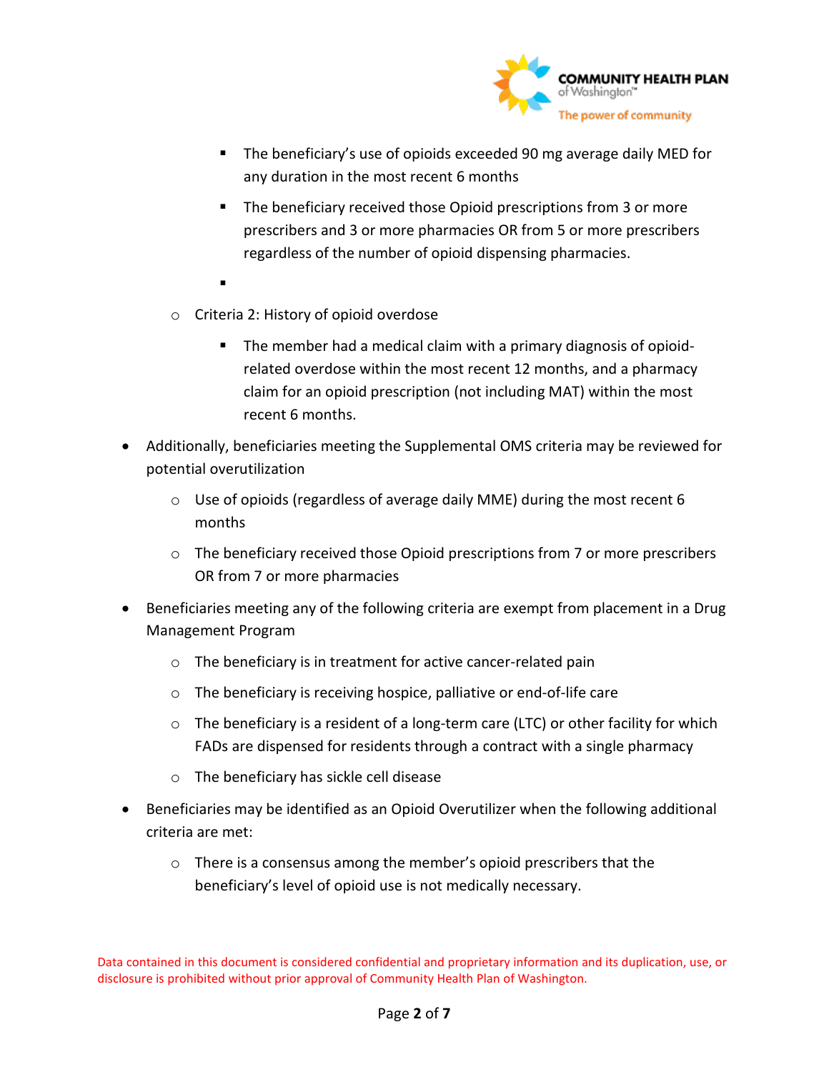- The beneficiary's use of opioids exceeded 90 mg average daily MED for any duration in the most recent 6 months
        - The beneficiary received those Opioid prescriptions from 3 or more prescribers and 3 or more pharmacies OR from 5 or more prescribers regardless of the number of opioid dispensing pharmacies.
    - Criteria 2: History of opioid overdose
        - The member had a medical claim with a primary diagnosis of opioid-related overdose within the most recent 12 months, and a pharmacy claim for an opioid prescription (not including MAT) within the most recent 6 months.
- Additionally, beneficiaries meeting the Supplemental OMS criteria may be reviewed for potential overutilization
    - Use of opioids (regardless of average daily MME) during the most recent 6 months
    - The beneficiary received those Opioid prescriptions from 7 or more prescribers OR from 7 or more pharmacies
- Beneficiaries meeting any of the following criteria are exempt from placement in a Drug Management Program
    - The beneficiary is in treatment for active cancer-related pain
    - The beneficiary is receiving hospice, palliative or end-of-life care
    - The beneficiary is a resident of a long-term care (LTC) or other facility for which FADs are dispensed for residents through a contract with a single pharmacy
    - The beneficiary has sickle cell disease
- Beneficiaries may be identified as an Opioid Overutilizer when the following additional criteria are met:
    - There is a consensus among the member's opioid prescribers that the beneficiary's level of opioid use is not medically necessary.

Data contained in this document is considered confidential and proprietary information and its duplication, use, or disclosure is prohibited without prior approval of Community Health Plan of Washington.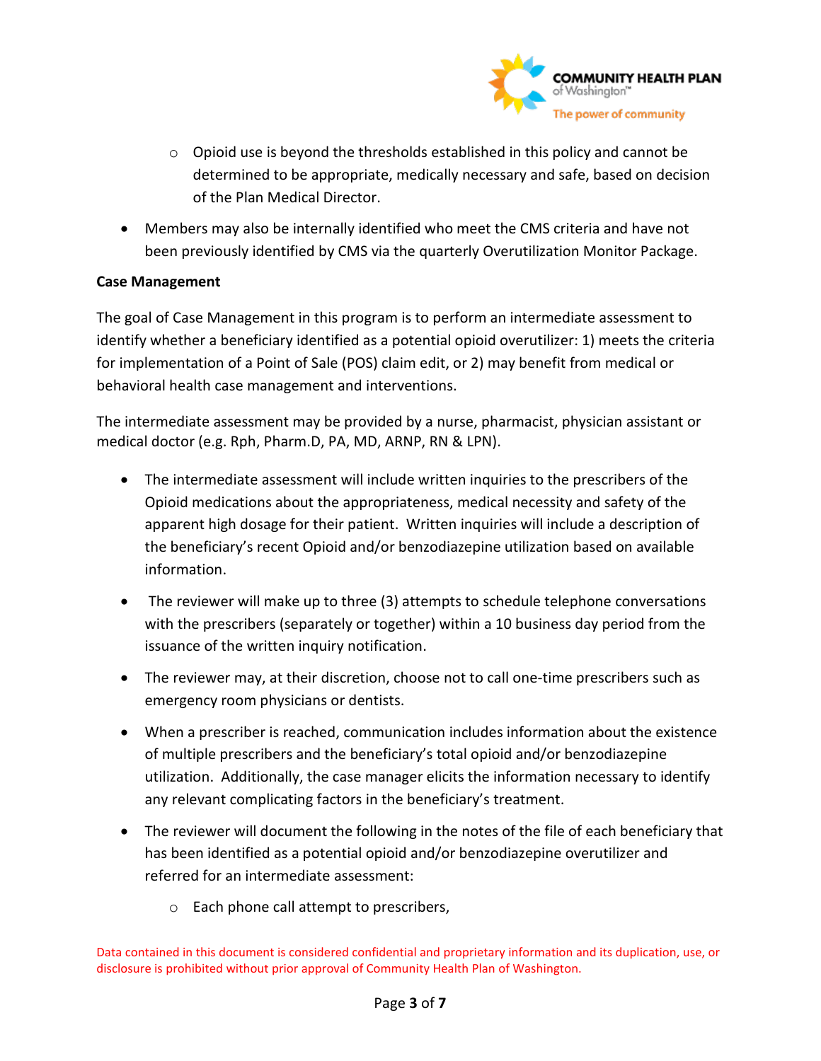- Opioid use is beyond the thresholds established in this policy and cannot be determined to be appropriate, medically necessary and safe, based on decision of the Plan Medical Director.

- Members may also be internally identified who meet the CMS criteria and have not been previously identified by CMS via the quarterly Overutilization Monitor Package.

**Case Management**

The goal of Case Management in this program is to perform an intermediate assessment to identify whether a beneficiary identified as a potential opioid overutilizer: 1) meets the criteria for implementation of a Point of Sale (POS) claim edit, or 2) may benefit from medical or behavioral health case management and interventions.

The intermediate assessment may be provided by a nurse, pharmacist, physician assistant or medical doctor (e.g. Rph, Pharm.D, PA, MD, ARNP, RN & LPN).

- The intermediate assessment will include written inquiries to the prescribers of the Opioid medications about the appropriateness, medical necessity and safety of the apparent high dosage for their patient. Written inquiries will include a description of the beneficiary's recent Opioid and/or benzodiazepine utilization based on available information.
- The reviewer will make up to three (3) attempts to schedule telephone conversations with the prescribers (separately or together) within a 10 business day period from the issuance of the written inquiry notification.
- The reviewer may, at their discretion, choose not to call one-time prescribers such as emergency room physicians or dentists.
- When a prescriber is reached, communication includes information about the existence of multiple prescribers and the beneficiary's total opioid and/or benzodiazepine utilization. Additionally, the case manager elicits the information necessary to identify any relevant complicating factors in the beneficiary's treatment.
- The reviewer will document the following in the notes of the file of each beneficiary that has been identified as a potential opioid and/or benzodiazepine overutilizer and referred for an intermediate assessment:
  - Each phone call attempt to prescribers,

Data contained in this document is considered confidential and proprietary information and its duplication, use, or disclosure is prohibited without prior approval of Community Health Plan of Washington.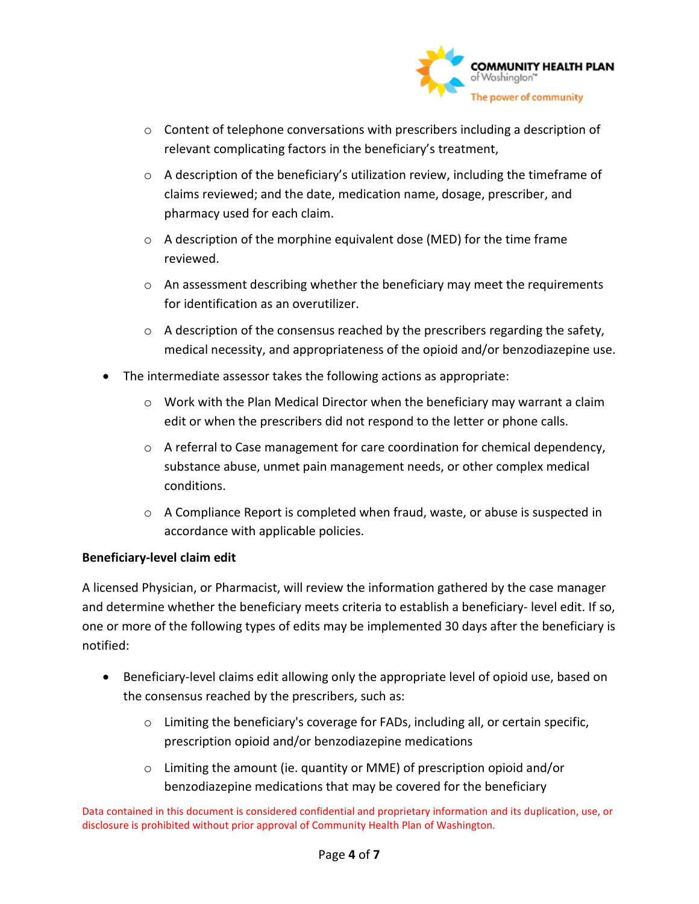- Content of telephone conversations with prescribers including a description of relevant complicating factors in the beneficiary's treatment,
  - A description of the beneficiary's utilization review, including the timeframe of claims reviewed; and the date, medication name, dosage, prescriber, and pharmacy used for each claim.
  - A description of the morphine equivalent dose (MED) for the time frame reviewed.
  - An assessment describing whether the beneficiary may meet the requirements for identification as an overutilizer.
  - A description of the consensus reached by the prescribers regarding the safety, medical necessity, and appropriateness of the opioid and/or benzodiazepine use.
- The intermediate assessor takes the following actions as appropriate:
  - Work with the Plan Medical Director when the beneficiary may warrant a claim edit or when the prescribers did not respond to the letter or phone calls.
  - A referral to Case management for care coordination for chemical dependency, substance abuse, unmet pain management needs, or other complex medical conditions.
  - A Compliance Report is completed when fraud, waste, or abuse is suspected in accordance with applicable policies.

**Beneficiary-level claim edit**

A licensed Physician, or Pharmacist, will review the information gathered by the case manager and determine whether the beneficiary meets criteria to establish a beneficiary- level edit. If so, one or more of the following types of edits may be implemented 30 days after the beneficiary is notified:

- Beneficiary-level claims edit allowing only the appropriate level of opioid use, based on the consensus reached by the prescribers, such as:
  - Limiting the beneficiary's coverage for FADs, including all, or certain specific, prescription opioid and/or benzodiazepine medications
  - Limiting the amount (ie. quantity or MME) of prescription opioid and/or benzodiazepine medications that may be covered for the beneficiary

Data contained in this document is considered confidential and proprietary information and its duplication, use, or disclosure is prohibited without prior approval of Community Health Plan of Washington.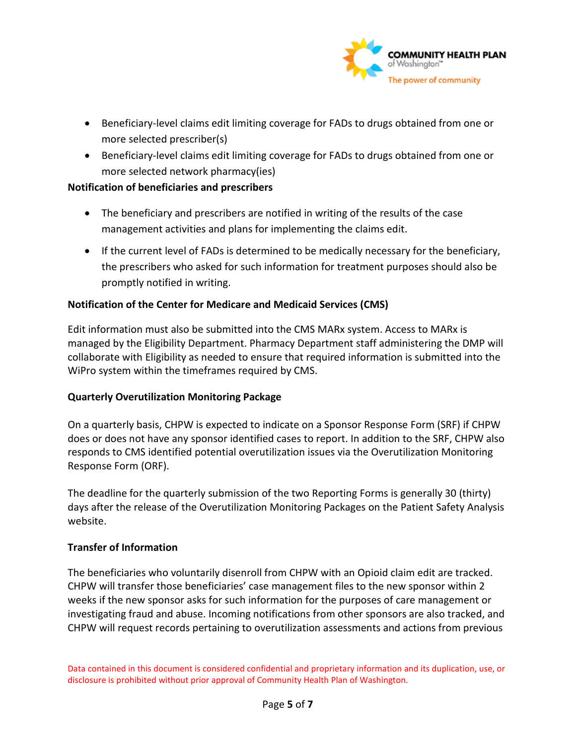- Beneficiary-level claims edit limiting coverage for FADs to drugs obtained from one or more selected prescriber(s)
- Beneficiary-level claims edit limiting coverage for FADs to drugs obtained from one or more selected network pharmacy(ies)

**Notification of beneficiaries and prescribers**

- The beneficiary and prescribers are notified in writing of the results of the case management activities and plans for implementing the claims edit.
- If the current level of FADs is determined to be medically necessary for the beneficiary, the prescribers who asked for such information for treatment purposes should also be promptly notified in writing.

**Notification of the Center for Medicare and Medicaid Services (CMS)**

Edit information must also be submitted into the CMS MARx system. Access to MARx is managed by the Eligibility Department. Pharmacy Department staff administering the DMP will collaborate with Eligibility as needed to ensure that required information is submitted into the WiPro system within the timeframes required by CMS.

**Quarterly Overutilization Monitoring Package**

On a quarterly basis, CHPW is expected to indicate on a Sponsor Response Form (SRF) if CHPW does or does not have any sponsor identified cases to report. In addition to the SRF, CHPW also responds to CMS identified potential overutilization issues via the Overutilization Monitoring Response Form (ORF).

The deadline for the quarterly submission of the two Reporting Forms is generally 30 (thirty) days after the release of the Overutilization Monitoring Packages on the Patient Safety Analysis website.

**Transfer of Information**

The beneficiaries who voluntarily disenroll from CHPW with an Opioid claim edit are tracked. CHPW will transfer those beneficiaries' case management files to the new sponsor within 2 weeks if the new sponsor asks for such information for the purposes of care management or investigating fraud and abuse. Incoming notifications from other sponsors are also tracked, and CHPW will request records pertaining to overutilization assessments and actions from previous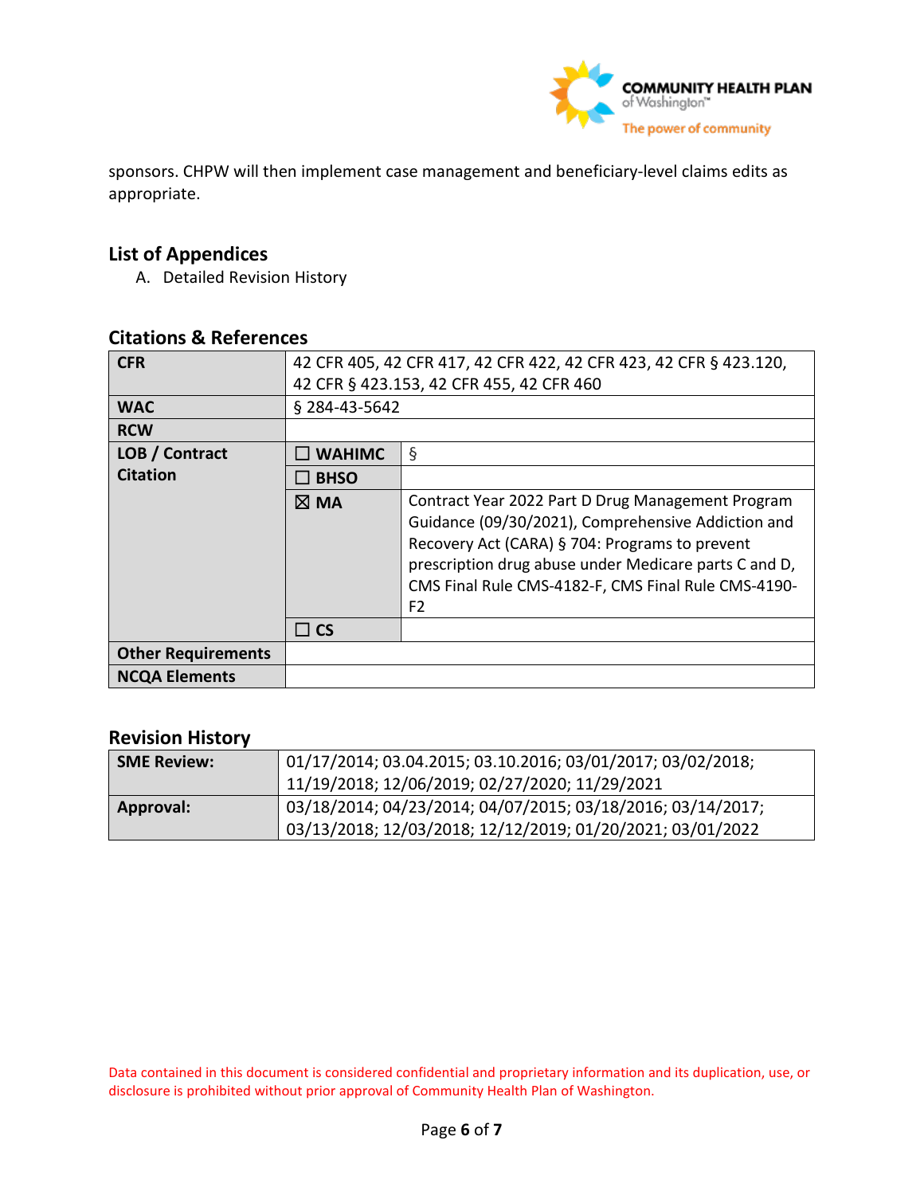sponsors. CHPW will then implement case management and beneficiary-level claims edits as appropriate.

## List of Appendices

A. Detailed Revision History

## Citations & References

| | | |
|---|---|---|
| **CFR** | 42 CFR 405, 42 CFR 417, 42 CFR 422, 42 CFR 423, 42 CFR § 423.120, 42 CFR § 423.153, 42 CFR 455, 42 CFR 460 | |
| **WAC** | § 284-43-5642 | |
| **RCW** | | |
| **LOB / Contract Citation** | ☐ **WAHIMC** | § |
| | ☐ **BHSO** | |
| | ☒ **MA** | Contract Year 2022 Part D Drug Management Program Guidance (09/30/2021), Comprehensive Addiction and Recovery Act (CARA) § 704: Programs to prevent prescription drug abuse under Medicare parts C and D, CMS Final Rule CMS-4182-F, CMS Final Rule CMS-4190-F2 |
| | ☐ **CS** | |
| **Other Requirements** | | |
| **NCQA Elements** | | |

## Revision History

| | |
|---|---|
| **SME Review:** | 01/17/2014; 03.04.2015; 03.10.2016; 03/01/2017; 03/02/2018; 11/19/2018; 12/06/2019; 02/27/2020; 11/29/2021 |
| **Approval:** | 03/18/2014; 04/23/2014; 04/07/2015; 03/18/2016; 03/14/2017; 03/13/2018; 12/03/2018; 12/12/2019; 01/20/2021; 03/01/2022 |

Data contained in this document is considered confidential and proprietary information and its duplication, use, or disclosure is prohibited without prior approval of Community Health Plan of Washington.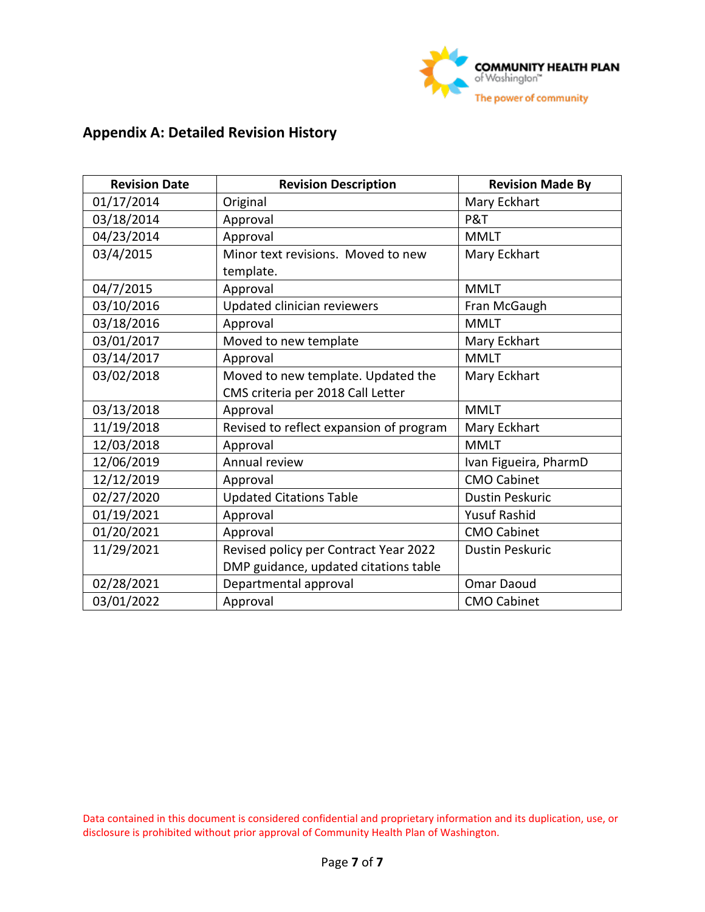## Appendix A: Detailed Revision History

| Revision Date | Revision Description | Revision Made By |
| --- | --- | --- |
| 01/17/2014 | Original | Mary Eckhart |
| 03/18/2014 | Approval | P&T |
| 04/23/2014 | Approval | MMLT |
| 03/4/2015 | Minor text revisions. Moved to new template. | Mary Eckhart |
| 04/7/2015 | Approval | MMLT |
| 03/10/2016 | Updated clinician reviewers | Fran McGaugh |
| 03/18/2016 | Approval | MMLT |
| 03/01/2017 | Moved to new template | Mary Eckhart |
| 03/14/2017 | Approval | MMLT |
| 03/02/2018 | Moved to new template. Updated the CMS criteria per 2018 Call Letter | Mary Eckhart |
| 03/13/2018 | Approval | MMLT |
| 11/19/2018 | Revised to reflect expansion of program | Mary Eckhart |
| 12/03/2018 | Approval | MMLT |
| 12/06/2019 | Annual review | Ivan Figueira, PharmD |
| 12/12/2019 | Approval | CMO Cabinet |
| 02/27/2020 | Updated Citations Table | Dustin Peskuric |
| 01/19/2021 | Approval | Yusuf Rashid |
| 01/20/2021 | Approval | CMO Cabinet |
| 11/29/2021 | Revised policy per Contract Year 2022 DMP guidance, updated citations table | Dustin Peskuric |
| 02/28/2021 | Departmental approval | Omar Daoud |
| 03/01/2022 | Approval | CMO Cabinet |

Data contained in this document is considered confidential and proprietary information and its duplication, use, or disclosure is prohibited without prior approval of Community Health Plan of Washington.